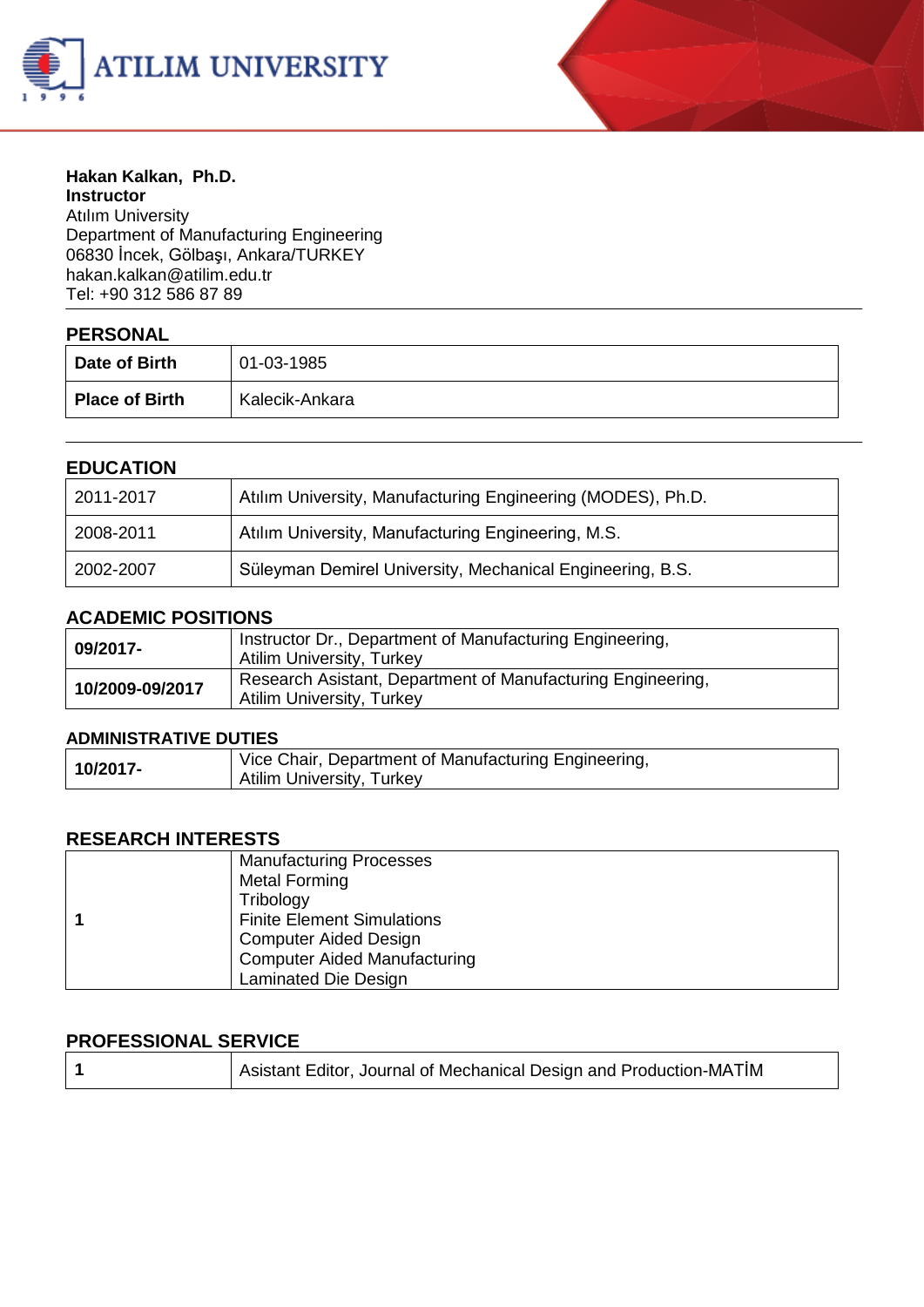**Hakan Kalkan, Ph.D.**
**Instructor**
Atılım University
Department of Manufacturing Engineering
06830 İncek, Gölbaşı, Ankara/TURKEY
hakan.kalkan@atilim.edu.tr
Tel: +90 312 586 87 89

## PERSONAL

| | |
|---|---|
| **Date of Birth** | 01-03-1985 |
| **Place of Birth** | Kalecik-Ankara |

## EDUCATION

| | |
|---|---|
| 2011-2017 | Atılım University, Manufacturing Engineering (MODES), Ph.D. |
| 2008-2011 | Atılım University, Manufacturing Engineering, M.S. |
| 2002-2007 | Süleyman Demirel University, Mechanical Engineering, B.S. |

## ACADEMIC POSITIONS

| | |
|---|---|
| **09/2017-** | Instructor Dr., Department of Manufacturing Engineering, Atilim University, Turkey |
| **10/2009-09/2017** | Research Asistant, Department of Manufacturing Engineering, Atilim University, Turkey |

## ADMINISTRATIVE DUTIES

| | |
|---|---|
| **10/2017-** | Vice Chair, Department of Manufacturing Engineering, Atilim University, Turkey |

## RESEARCH INTERESTS

| | |
|---|---|
| **1** | Manufacturing Processes<br>Metal Forming<br>Tribology<br>Finite Element Simulations<br>Computer Aided Design<br>Computer Aided Manufacturing<br>Laminated Die Design |

## PROFESSIONAL SERVICE

| | |
|---|---|
| **1** | Asistant Editor, Journal of Mechanical Design and Production-MATİM |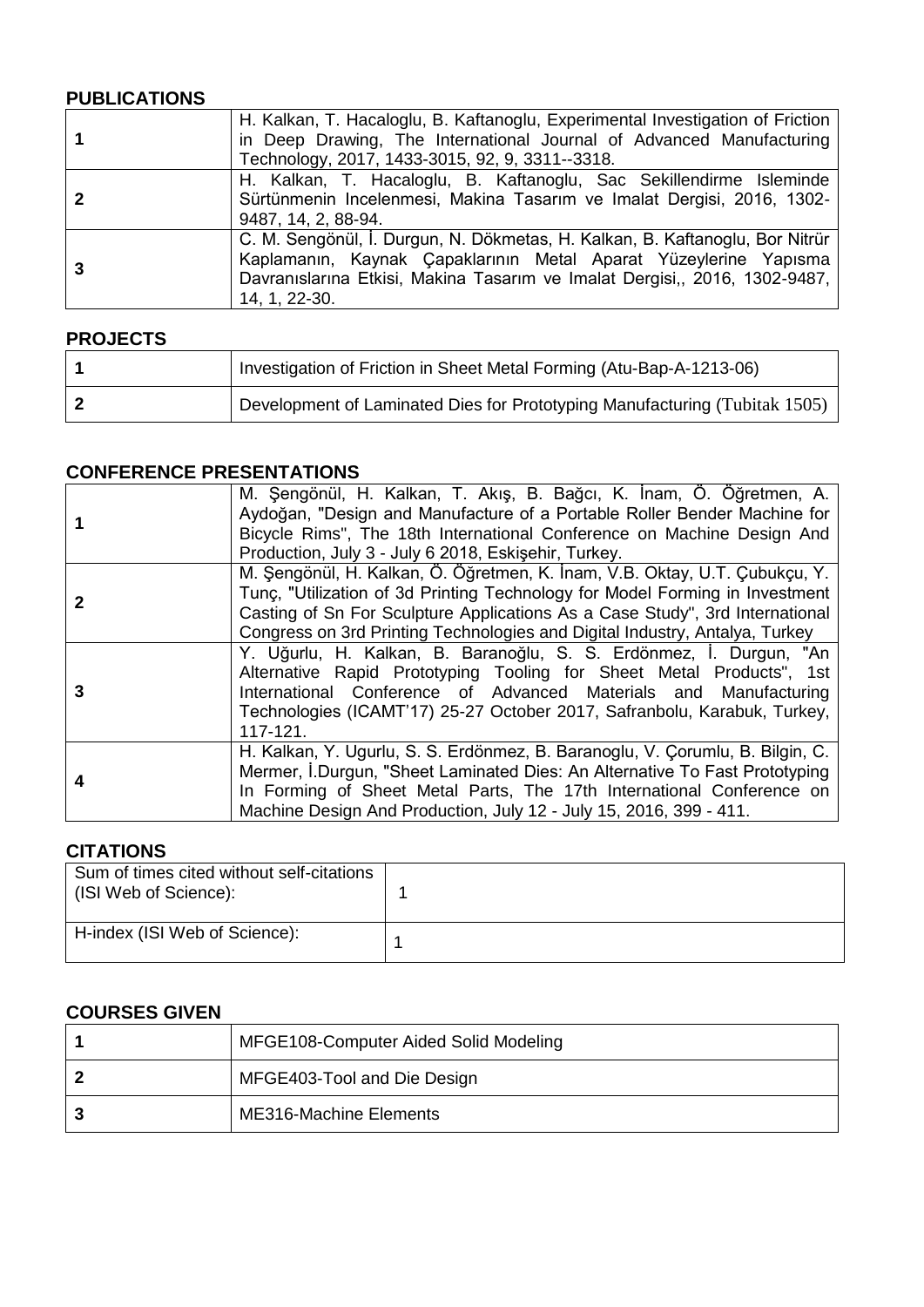## PUBLICATIONS

| | |
|---|---|
| **1** | H. Kalkan, T. Hacaloglu, B. Kaftanoglu, Experimental Investigation of Friction in Deep Drawing, The International Journal of Advanced Manufacturing Technology, 2017, 1433-3015, 92, 9, 3311--3318. |
| **2** | H. Kalkan, T. Hacaloglu, B. Kaftanoglu, Sac Sekillendirme Isleminde Sürtünmenin Incelenmesi, Makina Tasarım ve Imalat Dergisi, 2016, 1302-9487, 14, 2, 88-94. |
| **3** | C. M. Sengönül, İ. Durgun, N. Dökmetas, H. Kalkan, B. Kaftanoglu, Bor Nitrür Kaplamanın, Kaynak Çapaklarının Metal Aparat Yüzeylerine Yapısma Davranıslarına Etkisi, Makina Tasarım ve Imalat Dergisi,, 2016, 1302-9487, 14, 1, 22-30. |

## PROJECTS

| | |
|---|---|
| **1** | Investigation of Friction in Sheet Metal Forming (Atu-Bap-A-1213-06) |
| **2** | Development of Laminated Dies for Prototyping Manufacturing (Tubitak 1505) |

## CONFERENCE PRESENTATIONS

| | |
|---|---|
| **1** | M. Şengönül, H. Kalkan, T. Akış, B. Bağcı, K. İnam, Ö. Öğretmen, A. Aydoğan, "Design and Manufacture of a Portable Roller Bender Machine for Bicycle Rims", The 18th International Conference on Machine Design And Production, July 3 - July 6 2018, Eskişehir, Turkey. |
| **2** | M. Şengönül, H. Kalkan, Ö. Öğretmen, K. İnam, V.B. Oktay, U.T. Çubukçu, Y. Tunç, "Utilization of 3d Printing Technology for Model Forming in Investment Casting of Sn For Sculpture Applications As a Case Study", 3rd International Congress on 3rd Printing Technologies and Digital Industry, Antalya, Turkey |
| **3** | Y. Uğurlu, H. Kalkan, B. Baranoğlu, S. S. Erdönmez, İ. Durgun, "An Alternative Rapid Prototyping Tooling for Sheet Metal Products", 1st International Conference of Advanced Materials and Manufacturing Technologies (ICAMT'17) 25-27 October 2017, Safranbolu, Karabuk, Turkey, 117-121. |
| **4** | H. Kalkan, Y. Ugurlu, S. S. Erdönmez, B. Baranoglu, V. Çorumlu, B. Bilgin, C. Mermer, İ.Durgun, "Sheet Laminated Dies: An Alternative To Fast Prototyping In Forming of Sheet Metal Parts, The 17th International Conference on Machine Design And Production, July 12 - July 15, 2016, 399 - 411. |

## CITATIONS

| | |
|---|---|
| Sum of times cited without self-citations (ISI Web of Science): | 1 |
| H-index (ISI Web of Science): | 1 |

## COURSES GIVEN

| | |
|---|---|
| **1** | MFGE108-Computer Aided Solid Modeling |
| **2** | MFGE403-Tool and Die Design |
| **3** | ME316-Machine Elements |